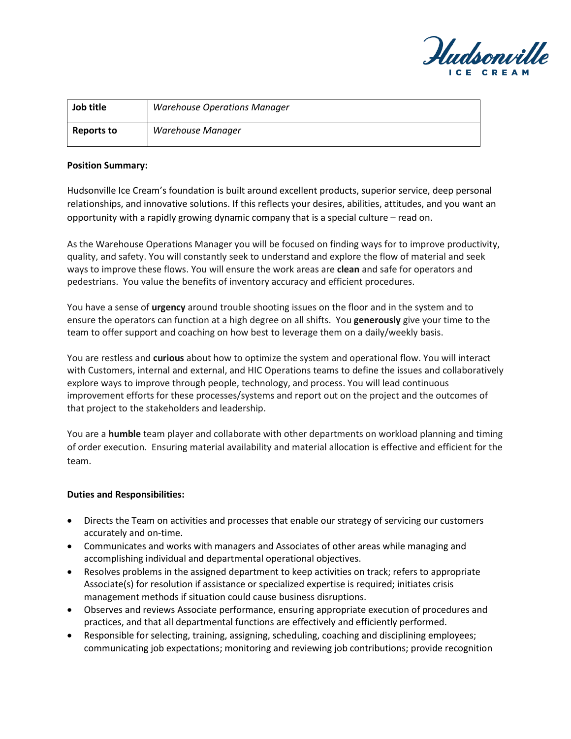Hudsonville ICE CREAM

| Job title | *Warehouse Operations Manager* |
| --- | --- |
| **Reports to** | *Warehouse Manager* |

**Position Summary:**

Hudsonville Ice Cream's foundation is built around excellent products, superior service, deep personal relationships, and innovative solutions. If this reflects your desires, abilities, attitudes, and you want an opportunity with a rapidly growing dynamic company that is a special culture – read on.

As the Warehouse Operations Manager you will be focused on finding ways for to improve productivity, quality, and safety. You will constantly seek to understand and explore the flow of material and seek ways to improve these flows. You will ensure the work areas are **clean** and safe for operators and pedestrians. You value the benefits of inventory accuracy and efficient procedures.

You have a sense of **urgency** around trouble shooting issues on the floor and in the system and to ensure the operators can function at a high degree on all shifts. You **generously** give your time to the team to offer support and coaching on how best to leverage them on a daily/weekly basis.

You are restless and **curious** about how to optimize the system and operational flow. You will interact with Customers, internal and external, and HIC Operations teams to define the issues and collaboratively explore ways to improve through people, technology, and process. You will lead continuous improvement efforts for these processes/systems and report out on the project and the outcomes of that project to the stakeholders and leadership.

You are a **humble** team player and collaborate with other departments on workload planning and timing of order execution. Ensuring material availability and material allocation is effective and efficient for the team.

**Duties and Responsibilities:**

- Directs the Team on activities and processes that enable our strategy of servicing our customers accurately and on-time.
- Communicates and works with managers and Associates of other areas while managing and accomplishing individual and departmental operational objectives.
- Resolves problems in the assigned department to keep activities on track; refers to appropriate Associate(s) for resolution if assistance or specialized expertise is required; initiates crisis management methods if situation could cause business disruptions.
- Observes and reviews Associate performance, ensuring appropriate execution of procedures and practices, and that all departmental functions are effectively and efficiently performed.
- Responsible for selecting, training, assigning, scheduling, coaching and disciplining employees; communicating job expectations; monitoring and reviewing job contributions; provide recognition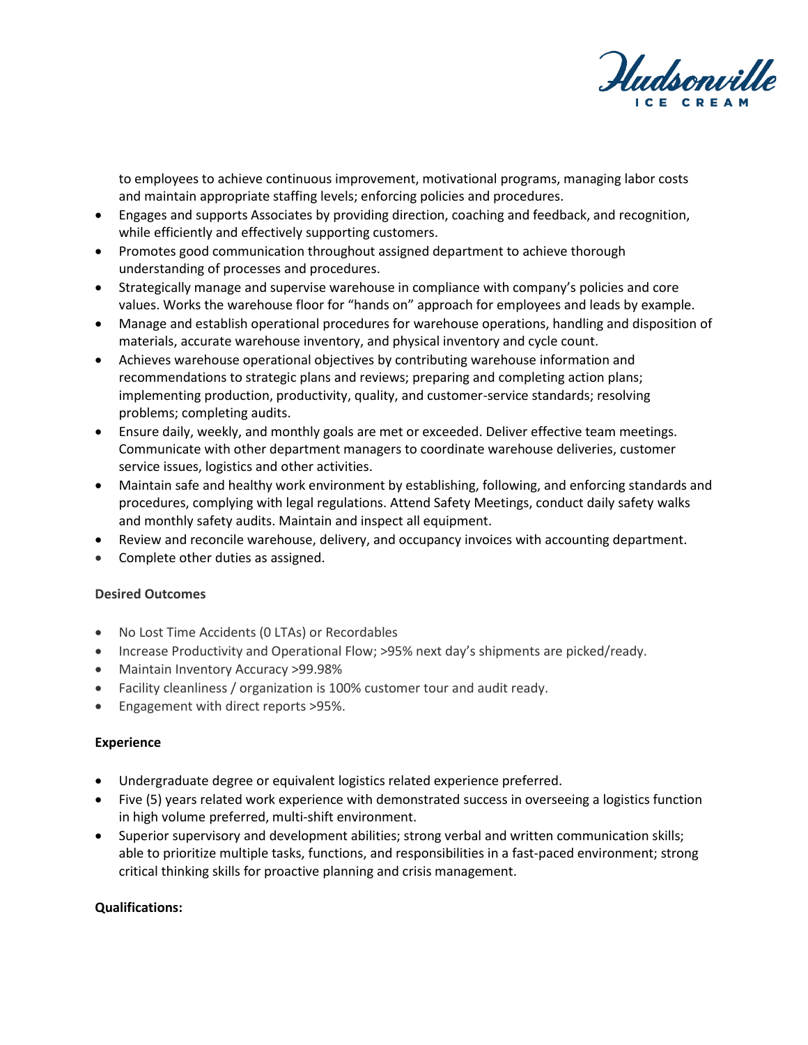to employees to achieve continuous improvement, motivational programs, managing labor costs and maintain appropriate staffing levels; enforcing policies and procedures.

- Engages and supports Associates by providing direction, coaching and feedback, and recognition, while efficiently and effectively supporting customers.
- Promotes good communication throughout assigned department to achieve thorough understanding of processes and procedures.
- Strategically manage and supervise warehouse in compliance with company's policies and core values. Works the warehouse floor for "hands on" approach for employees and leads by example.
- Manage and establish operational procedures for warehouse operations, handling and disposition of materials, accurate warehouse inventory, and physical inventory and cycle count.
- Achieves warehouse operational objectives by contributing warehouse information and recommendations to strategic plans and reviews; preparing and completing action plans; implementing production, productivity, quality, and customer-service standards; resolving problems; completing audits.
- Ensure daily, weekly, and monthly goals are met or exceeded. Deliver effective team meetings. Communicate with other department managers to coordinate warehouse deliveries, customer service issues, logistics and other activities.
- Maintain safe and healthy work environment by establishing, following, and enforcing standards and procedures, complying with legal regulations. Attend Safety Meetings, conduct daily safety walks and monthly safety audits. Maintain and inspect all equipment.
- Review and reconcile warehouse, delivery, and occupancy invoices with accounting department.
- Complete other duties as assigned.

**Desired Outcomes**

- No Lost Time Accidents (0 LTAs) or Recordables
- Increase Productivity and Operational Flow; >95% next day's shipments are picked/ready.
- Maintain Inventory Accuracy >99.98%
- Facility cleanliness / organization is 100% customer tour and audit ready.
- Engagement with direct reports >95%.

**Experience**

- Undergraduate degree or equivalent logistics related experience preferred.
- Five (5) years related work experience with demonstrated success in overseeing a logistics function in high volume preferred, multi-shift environment.
- Superior supervisory and development abilities; strong verbal and written communication skills; able to prioritize multiple tasks, functions, and responsibilities in a fast-paced environment; strong critical thinking skills for proactive planning and crisis management.

**Qualifications:**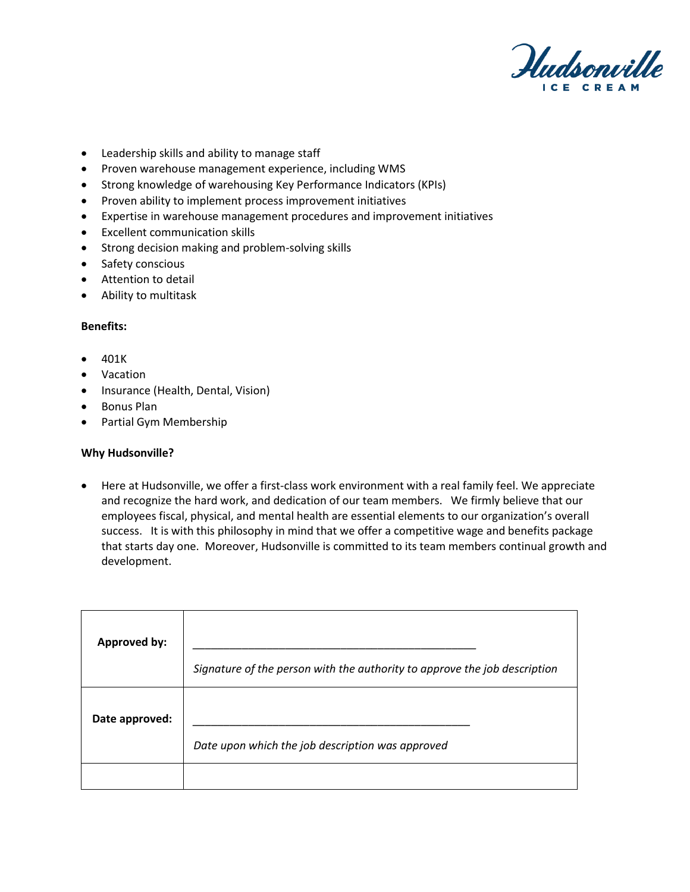- Leadership skills and ability to manage staff
- Proven warehouse management experience, including WMS
- Strong knowledge of warehousing Key Performance Indicators (KPIs)
- Proven ability to implement process improvement initiatives
- Expertise in warehouse management procedures and improvement initiatives
- Excellent communication skills
- Strong decision making and problem-solving skills
- Safety conscious
- Attention to detail
- Ability to multitask

**Benefits:**

- 401K
- Vacation
- Insurance (Health, Dental, Vision)
- Bonus Plan
- Partial Gym Membership

**Why Hudsonville?**

- Here at Hudsonville, we offer a first-class work environment with a real family feel. We appreciate and recognize the hard work, and dedication of our team members. We firmly believe that our employees fiscal, physical, and mental health are essential elements to our organization's overall success. It is with this philosophy in mind that we offer a competitive wage and benefits package that starts day one. Moreover, Hudsonville is committed to its team members continual growth and development.

| **Approved by:** | ______________________________________________ *Signature of the person with the authority to approve the job description* |
|---|---|
| **Date approved:** | ______________________________________________ *Date upon which the job description was approved* |
| | |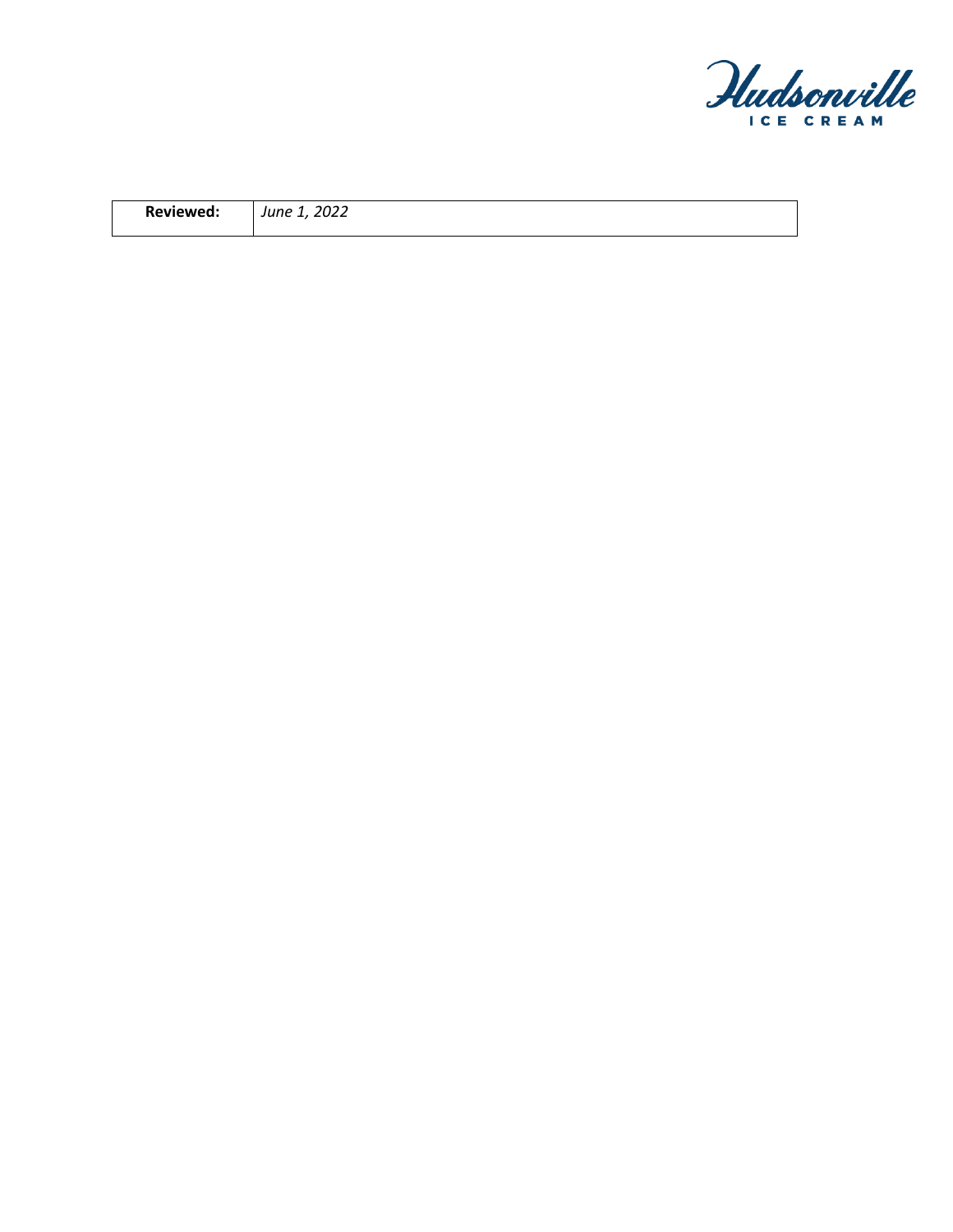| | |
|---|---|
| **Reviewed:** | *June 1, 2022* |